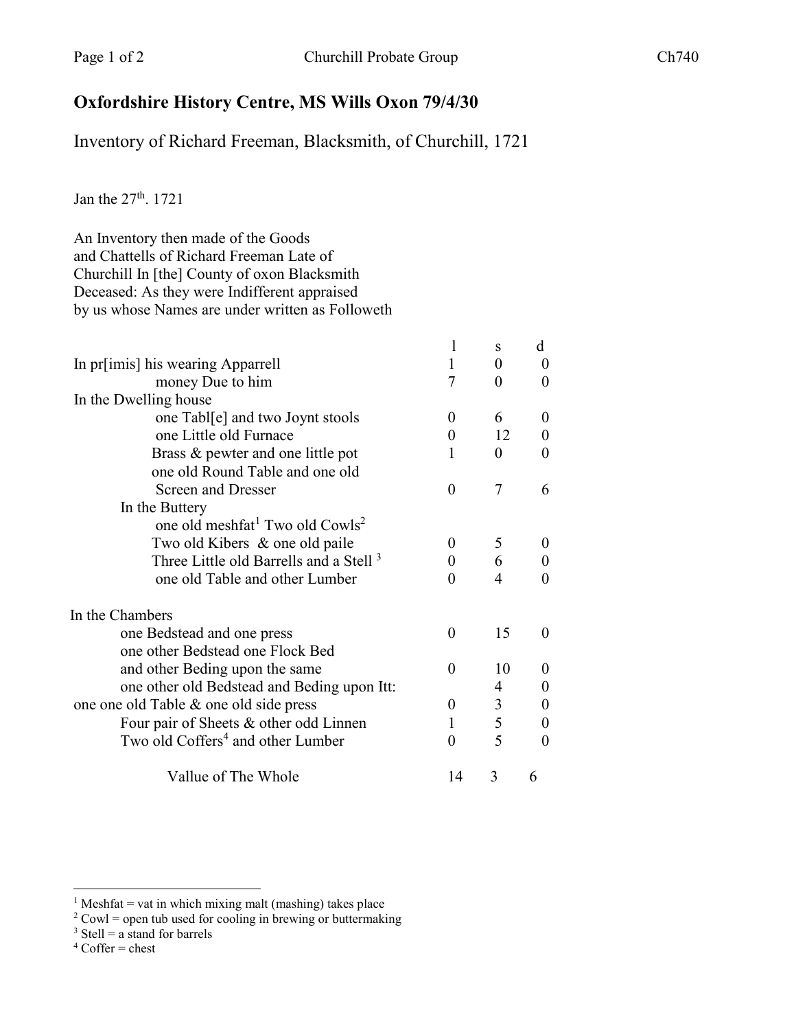## Oxfordshire History Centre, MS Wills Oxon 79/4/30

Inventory of Richard Freeman, Blacksmith, of Churchill, 1721

Jan the 27th. 1721

An Inventory then made of the Goods
and Chattells of Richard Freeman Late of
Churchill In [the] County of oxon Blacksmith
Deceased: As they were Indifferent appraised
by us whose Names are under written as Followeth

| | l | s | d |
|---|---|---|---|
| In pr[imis] his wearing Apparrell | 1 | 0 | 0 |
| money Due to him | 7 | 0 | 0 |
| In the Dwelling house | | | |
| one Tabl[e] and two Joynt stools | 0 | 6 | 0 |
| one Little old Furnace | 0 | 12 | 0 |
| Brass & pewter and one little pot | 1 | 0 | 0 |
| one old Round Table and one old Screen and Dresser | 0 | 7 | 6 |
| In the Buttery | | | |
| one old meshfat[1] Two old Cowls[2] Two old Kibers & one old paile | 0 | 5 | 0 |
| Three Little old Barrells and a Stell [3] | 0 | 6 | 0 |
| one old Table and other Lumber | 0 | 4 | 0 |
| In the Chambers | | | |
| one Bedstead and one press | 0 | 15 | 0 |
| one other Bedstead one Flock Bed and other Beding upon the same | 0 | 10 | 0 |
| one other old Bedstead and Beding upon Itt: | | 4 | 0 |
| one one old Table & one old side press | 0 | 3 | 0 |
| Four pair of Sheets & other odd Linnen | 1 | 5 | 0 |
| Two old Coffers[4] and other Lumber | 0 | 5 | 0 |
| Vallue of The Whole | 14 | 3 | 6 |

---

[1] Meshfat = vat in which mixing malt (mashing) takes place
[2] Cowl = open tub used for cooling in brewing or buttermaking
[3] Stell = a stand for barrels
[4] Coffer = chest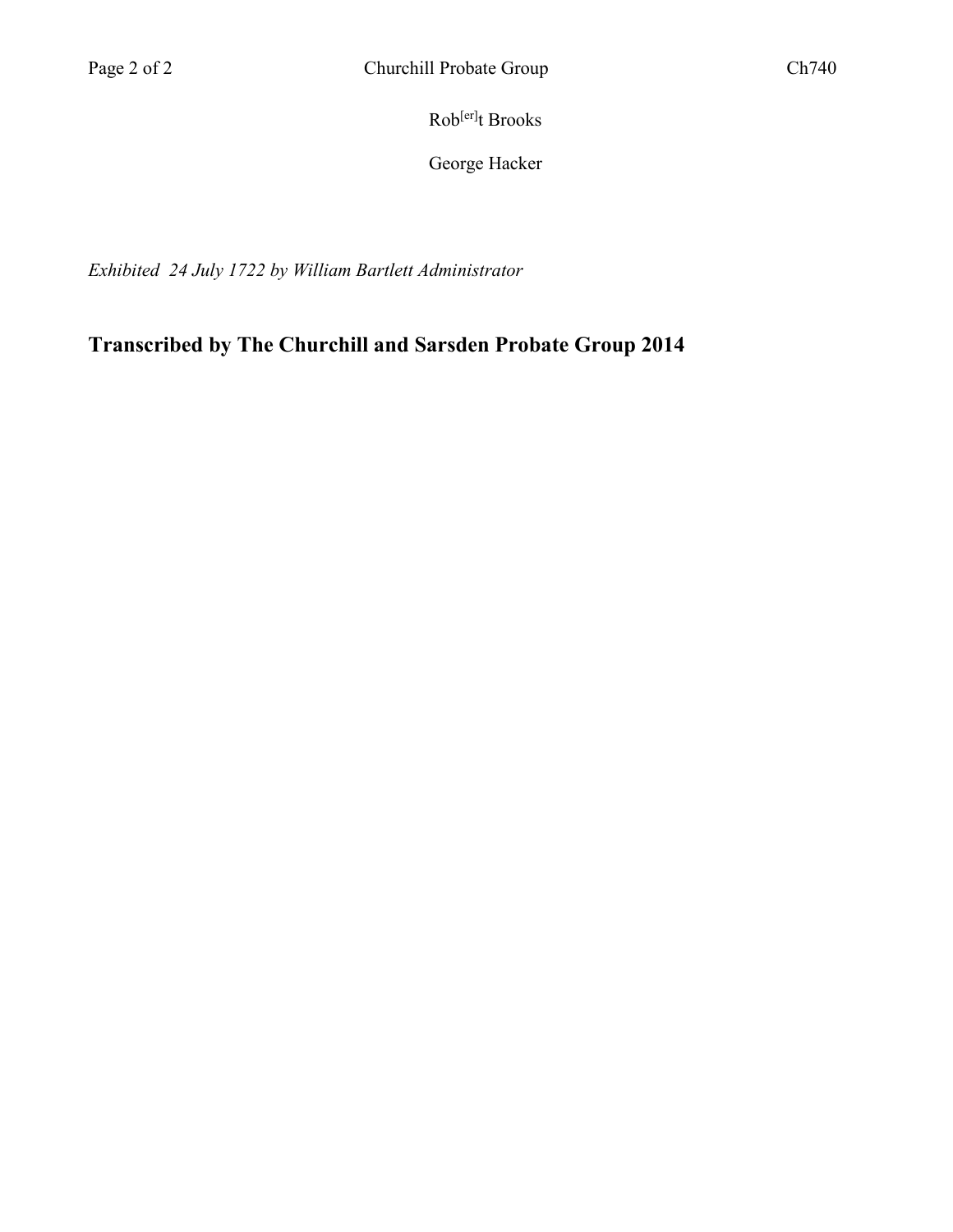Rob[er]t Brooks

George Hacker

*Exhibited 24 July 1722 by William Bartlett Administrator*

**Transcribed by The Churchill and Sarsden Probate Group 2014**